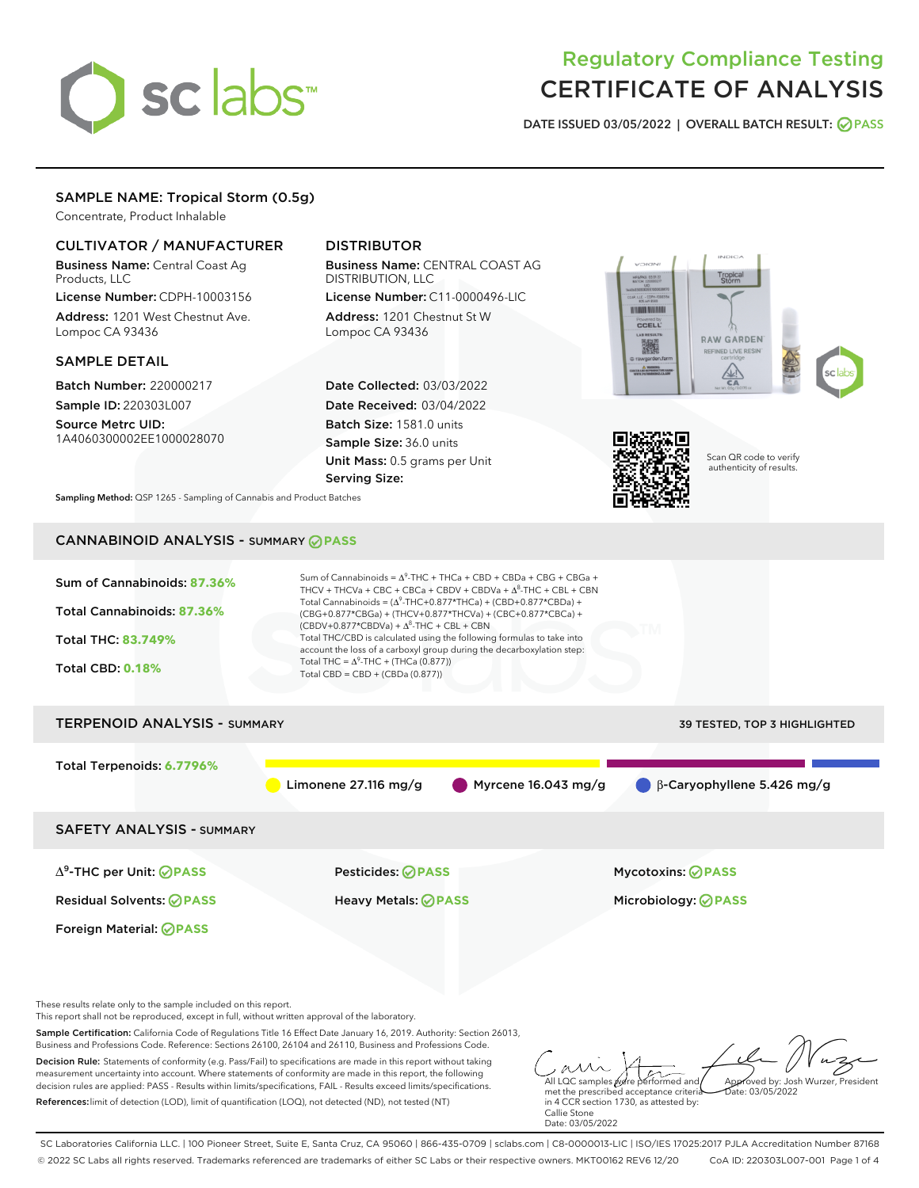# Regulatory Compliance Testing
# CERTIFICATE OF ANALYSIS

DATE ISSUED 03/05/2022 | OVERALL BATCH RESULT: PASS

## SAMPLE NAME: Tropical Storm (0.5g)

Concentrate, Product Inhalable

### CULTIVATOR / MANUFACTURER

**Business Name:** Central Coast Ag Products, LLC

**License Number:** CDPH-10003156

**Address:** 1201 West Chestnut Ave. Lompoc CA 93436

### DISTRIBUTOR

**Business Name:** CENTRAL COAST AG DISTRIBUTION, LLC

**License Number:** C11-0000496-LIC

**Address:** 1201 Chestnut St W Lompoc CA 93436

### SAMPLE DETAIL

**Batch Number:** 220000217

**Sample ID:** 220303L007

**Source Metrc UID:** 1A4060300002EE1000028070

**Date Collected:** 03/03/2022

**Date Received:** 03/04/2022

**Batch Size:** 1581.0 units

**Sample Size:** 36.0 units

**Unit Mass:** 0.5 grams per Unit

**Serving Size:**

Scan QR code to verify authenticity of results.

**Sampling Method:** QSP 1265 - Sampling of Cannabis and Product Batches

## CANNABINOID ANALYSIS - SUMMARY PASS

Sum of Cannabinoids: **87.36%**

Total Cannabinoids: **87.36%**

Total THC: **83.749%**

Total CBD: **0.18%**

Sum of Cannabinoids = $\Delta^9$-THC + THCa + CBD + CBDa + CBG + CBGa + THCV + THCVa + CBC + CBCa + CBDV + CBDVa + $\Delta^8$-THC + CBL + CBN

Total Cannabinoids = ($\Delta^9$-THC+0.877*THCa) + (CBD+0.877*CBDa) + (CBG+0.877*CBGa) + (THCV+0.877*THCVa) + (CBC+0.877*CBCa) + (CBDV+0.877*CBDVa) + $\Delta^8$-THC + CBL + CBN

Total THC/CBD is calculated using the following formulas to take into account the loss of a carboxyl group during the decarboxylation step:

Total THC = $\Delta^9$-THC + (THCa (0.877))

Total CBD = CBD + (CBDa (0.877))

## TERPENOID ANALYSIS - SUMMARY

39 TESTED, TOP 3 HIGHLIGHTED

Total Terpenoids: **6.7796%**

Limonene 27.116 mg/g | Myrcene 16.043 mg/g | β-Caryophyllene 5.426 mg/g

## SAFETY ANALYSIS - SUMMARY

| | | |
|---|---|---|
| $\Delta^9$-THC per Unit: PASS | Pesticides: PASS | Mycotoxins: PASS |
| Residual Solvents: PASS | Heavy Metals: PASS | Microbiology: PASS |
| Foreign Material: PASS | | |

These results relate only to the sample included on this report.
This report shall not be reproduced, except in full, without written approval of the laboratory.

**Sample Certification:** California Code of Regulations Title 16 Effect Date January 16, 2019. Authority: Section 26013, Business and Professions Code. Reference: Sections 26100, 26104 and 26110, Business and Professions Code.

**Decision Rule:** Statements of conformity (e.g. Pass/Fail) to specifications are made in this report without taking measurement uncertainty into account. Where statements of conformity are made in this report, the following decision rules are applied: PASS - Results within limits/specifications, FAIL - Results exceed limits/specifications.

**References:** limit of detection (LOD), limit of quantification (LOQ), not detected (ND), not tested (NT)

All LQC samples were performed and met the prescribed acceptance criteria in 4 CCR section 1730, as attested by: Callie Stone
Date: 03/05/2022

Approved by: Josh Wurzer, President
Date: 03/05/2022

SC Laboratories California LLC. | 100 Pioneer Street, Suite E, Santa Cruz, CA 95060 | 866-435-0709 | sclabs.com | C8-0000013-LIC | ISO/IES 17025:2017 PJLA Accreditation Number 87168
© 2022 SC Labs all rights reserved. Trademarks referenced are trademarks of either SC Labs or their respective owners. MKT00162 REV6 12/20 CoA ID: 220303L007-001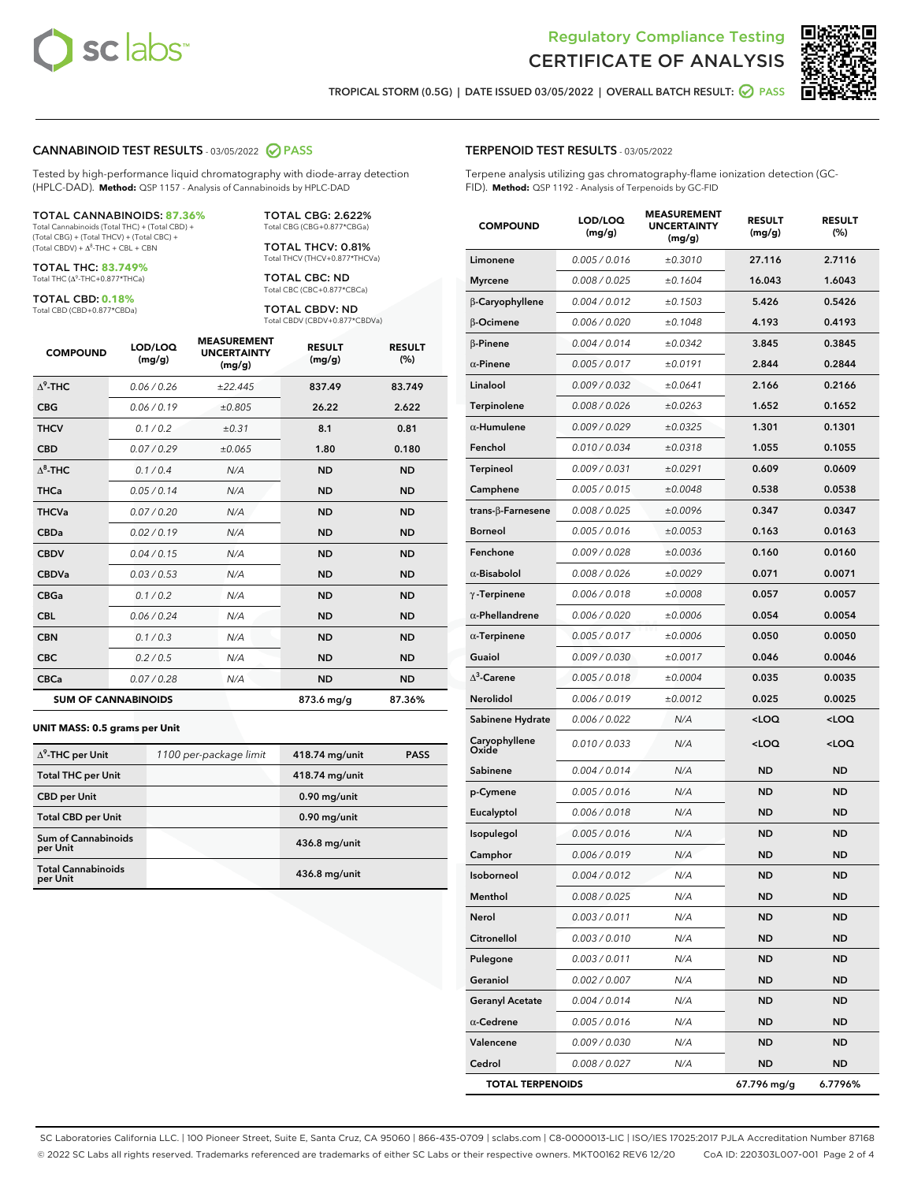# Regulatory Compliance Testing
# CERTIFICATE OF ANALYSIS

TROPICAL STORM (0.5G) | DATE ISSUED 03/05/2022 | OVERALL BATCH RESULT: PASS

## CANNABINOID TEST RESULTS - 03/05/2022 PASS

Tested by high-performance liquid chromatography with diode-array detection (HPLC-DAD). **Method:** QSP 1157 - Analysis of Cannabinoids by HPLC-DAD

**TOTAL CANNABINOIDS: 87.36%**
Total Cannabinoids (Total THC) + (Total CBD) + (Total CBG) + (Total THCV) + (Total CBC) + (Total CBDV) + $\Delta^8$-THC + CBL + CBN

**TOTAL THC: 83.749%**
Total THC ($\Delta^9$-THC+0.877*THCa)

**TOTAL CBD: 0.18%**
Total CBD (CBD+0.877*CBDa)

**TOTAL CBG: 2.622%**
Total CBG (CBG+0.877*CBGa)

**TOTAL THCV: 0.81%**
Total THCV (THCV+0.877*THCVa)

**TOTAL CBC: ND**
Total CBC (CBC+0.877*CBCa)

**TOTAL CBDV: ND**
Total CBDV (CBDV+0.877*CBDVa)

| COMPOUND | LOD/LOQ (mg/g) | MEASUREMENT UNCERTAINTY (mg/g) | RESULT (mg/g) | RESULT (%) |
|---|---|---|---|---|
| $\Delta^9$-THC | 0.06 / 0.26 | ±22.445 | 837.49 | 83.749 |
| CBG | 0.06 / 0.19 | ±0.805 | 26.22 | 2.622 |
| THCV | 0.1 / 0.2 | ±0.31 | 8.1 | 0.81 |
| CBD | 0.07 / 0.29 | ±0.065 | 1.80 | 0.180 |
| $\Delta^8$-THC | 0.1 / 0.4 | N/A | ND | ND |
| THCa | 0.05 / 0.14 | N/A | ND | ND |
| THCVa | 0.07 / 0.20 | N/A | ND | ND |
| CBDa | 0.02 / 0.19 | N/A | ND | ND |
| CBDV | 0.04 / 0.15 | N/A | ND | ND |
| CBDVa | 0.03 / 0.53 | N/A | ND | ND |
| CBGa | 0.1 / 0.2 | N/A | ND | ND |
| CBL | 0.06 / 0.24 | N/A | ND | ND |
| CBN | 0.1 / 0.3 | N/A | ND | ND |
| CBC | 0.2 / 0.5 | N/A | ND | ND |
| CBCa | 0.07 / 0.28 | N/A | ND | ND |
| **SUM OF CANNABINOIDS** | | | 873.6 mg/g | 87.36% |

**UNIT MASS: 0.5 grams per Unit**

| | | | |
|---|---|---|---|
| $\Delta^9$-THC per Unit | 1100 per-package limit | 418.74 mg/unit | PASS |
| Total THC per Unit | | 418.74 mg/unit | |
| CBD per Unit | | 0.90 mg/unit | |
| Total CBD per Unit | | 0.90 mg/unit | |
| Sum of Cannabinoids per Unit | | 436.8 mg/unit | |
| Total Cannabinoids per Unit | | 436.8 mg/unit | |

## TERPENOID TEST RESULTS - 03/05/2022

Terpene analysis utilizing gas chromatography-flame ionization detection (GC-FID). **Method:** QSP 1192 - Analysis of Terpenoids by GC-FID

| COMPOUND | LOD/LOQ (mg/g) | MEASUREMENT UNCERTAINTY (mg/g) | RESULT (mg/g) | RESULT (%) |
|---|---|---|---|---|
| Limonene | 0.005 / 0.016 | ±0.3010 | 27.116 | 2.7116 |
| Myrcene | 0.008 / 0.025 | ±0.1604 | 16.043 | 1.6043 |
| β-Caryophyllene | 0.004 / 0.012 | ±0.1503 | 5.426 | 0.5426 |
| β-Ocimene | 0.006 / 0.020 | ±0.1048 | 4.193 | 0.4193 |
| β-Pinene | 0.004 / 0.014 | ±0.0342 | 3.845 | 0.3845 |
| α-Pinene | 0.005 / 0.017 | ±0.0191 | 2.844 | 0.2844 |
| Linalool | 0.009 / 0.032 | ±0.0641 | 2.166 | 0.2166 |
| Terpinolene | 0.008 / 0.026 | ±0.0263 | 1.652 | 0.1652 |
| α-Humulene | 0.009 / 0.029 | ±0.0325 | 1.301 | 0.1301 |
| Fenchol | 0.010 / 0.034 | ±0.0318 | 1.055 | 0.1055 |
| Terpineol | 0.009 / 0.031 | ±0.0291 | 0.609 | 0.0609 |
| Camphene | 0.005 / 0.015 | ±0.0048 | 0.538 | 0.0538 |
| trans-β-Farnesene | 0.008 / 0.025 | ±0.0096 | 0.347 | 0.0347 |
| Borneol | 0.005 / 0.016 | ±0.0053 | 0.163 | 0.0163 |
| Fenchone | 0.009 / 0.028 | ±0.0036 | 0.160 | 0.0160 |
| α-Bisabolol | 0.008 / 0.026 | ±0.0029 | 0.071 | 0.0071 |
| γ-Terpinene | 0.006 / 0.018 | ±0.0008 | 0.057 | 0.0057 |
| α-Phellandrene | 0.006 / 0.020 | ±0.0006 | 0.054 | 0.0054 |
| α-Terpinene | 0.005 / 0.017 | ±0.0006 | 0.050 | 0.0050 |
| Guaiol | 0.009 / 0.030 | ±0.0017 | 0.046 | 0.0046 |
| $\Delta^3$-Carene | 0.005 / 0.018 | ±0.0004 | 0.035 | 0.0035 |
| Nerolidol | 0.006 / 0.019 | ±0.0012 | 0.025 | 0.0025 |
| Sabinene Hydrate | 0.006 / 0.022 | N/A | <LOQ | <LOQ |
| Caryophyllene Oxide | 0.010 / 0.033 | N/A | <LOQ | <LOQ |
| Sabinene | 0.004 / 0.014 | N/A | ND | ND |
| p-Cymene | 0.005 / 0.016 | N/A | ND | ND |
| Eucalyptol | 0.006 / 0.018 | N/A | ND | ND |
| Isopulegol | 0.005 / 0.016 | N/A | ND | ND |
| Camphor | 0.006 / 0.019 | N/A | ND | ND |
| Isoborneol | 0.004 / 0.012 | N/A | ND | ND |
| Menthol | 0.008 / 0.025 | N/A | ND | ND |
| Nerol | 0.003 / 0.011 | N/A | ND | ND |
| Citronellol | 0.003 / 0.010 | N/A | ND | ND |
| Pulegone | 0.003 / 0.011 | N/A | ND | ND |
| Geraniol | 0.002 / 0.007 | N/A | ND | ND |
| Geranyl Acetate | 0.004 / 0.014 | N/A | ND | ND |
| α-Cedrene | 0.005 / 0.016 | N/A | ND | ND |
| Valencene | 0.009 / 0.030 | N/A | ND | ND |
| Cedrol | 0.008 / 0.027 | N/A | ND | ND |
| **TOTAL TERPENOIDS** | | | 67.796 mg/g | 6.7796% |

SC Laboratories California LLC. | 100 Pioneer Street, Suite E, Santa Cruz, CA 95060 | 866-435-0709 | sclabs.com | C8-0000013-LIC | ISO/IES 17025:2017 PJLA Accreditation Number 87168
© 2022 SC Labs all rights reserved. Trademarks referenced are trademarks of either SC Labs or their respective owners. MKT00162 REV6 12/20 CoA ID: 220303L007-001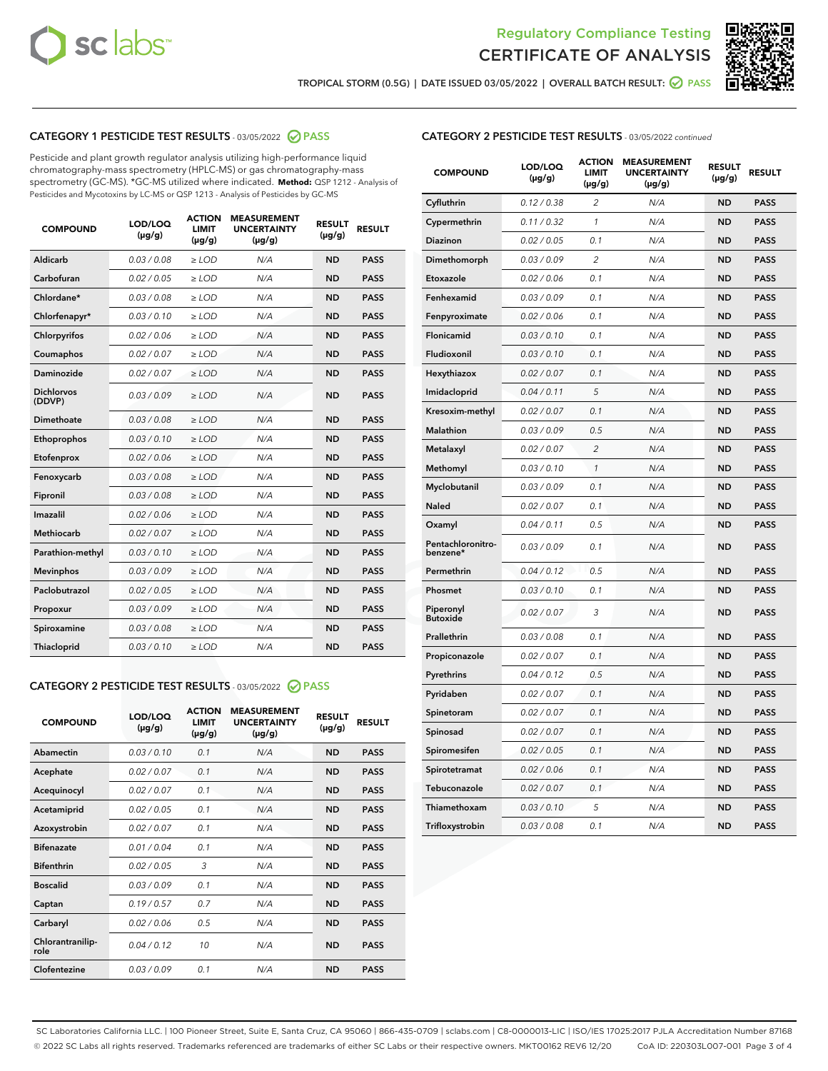# Regulatory Compliance Testing
## CERTIFICATE OF ANALYSIS

TROPICAL STORM (0.5G) | DATE ISSUED 03/05/2022 | OVERALL BATCH RESULT: PASS

### CATEGORY 1 PESTICIDE TEST RESULTS - 03/05/2022 PASS

Pesticide and plant growth regulator analysis utilizing high-performance liquid chromatography-mass spectrometry (HPLC-MS) or gas chromatography-mass spectrometry (GC-MS). *GC-MS utilized where indicated. **Method:** QSP 1212 - Analysis of Pesticides and Mycotoxins by LC-MS or QSP 1213 - Analysis of Pesticides by GC-MS

| COMPOUND | LOD/LOQ (µg/g) | ACTION LIMIT (µg/g) | MEASUREMENT UNCERTAINTY (µg/g) | RESULT (µg/g) | RESULT |
|---|---|---|---|---|---|
| Aldicarb | 0.03 / 0.08 | ≥ LOD | N/A | ND | PASS |
| Carbofuran | 0.02 / 0.05 | ≥ LOD | N/A | ND | PASS |
| Chlordane* | 0.03 / 0.08 | ≥ LOD | N/A | ND | PASS |
| Chlorfenapyr* | 0.03 / 0.10 | ≥ LOD | N/A | ND | PASS |
| Chlorpyrifos | 0.02 / 0.06 | ≥ LOD | N/A | ND | PASS |
| Coumaphos | 0.02 / 0.07 | ≥ LOD | N/A | ND | PASS |
| Daminozide | 0.02 / 0.07 | ≥ LOD | N/A | ND | PASS |
| Dichlorvos (DDVP) | 0.03 / 0.09 | ≥ LOD | N/A | ND | PASS |
| Dimethoate | 0.03 / 0.08 | ≥ LOD | N/A | ND | PASS |
| Ethoprophos | 0.03 / 0.10 | ≥ LOD | N/A | ND | PASS |
| Etofenprox | 0.02 / 0.06 | ≥ LOD | N/A | ND | PASS |
| Fenoxycarb | 0.03 / 0.08 | ≥ LOD | N/A | ND | PASS |
| Fipronil | 0.03 / 0.08 | ≥ LOD | N/A | ND | PASS |
| Imazalil | 0.02 / 0.06 | ≥ LOD | N/A | ND | PASS |
| Methiocarb | 0.02 / 0.07 | ≥ LOD | N/A | ND | PASS |
| Parathion-methyl | 0.03 / 0.10 | ≥ LOD | N/A | ND | PASS |
| Mevinphos | 0.03 / 0.09 | ≥ LOD | N/A | ND | PASS |
| Paclobutrazol | 0.02 / 0.05 | ≥ LOD | N/A | ND | PASS |
| Propoxur | 0.03 / 0.09 | ≥ LOD | N/A | ND | PASS |
| Spiroxamine | 0.03 / 0.08 | ≥ LOD | N/A | ND | PASS |
| Thiacloprid | 0.03 / 0.10 | ≥ LOD | N/A | ND | PASS |

### CATEGORY 2 PESTICIDE TEST RESULTS - 03/05/2022 PASS

| COMPOUND | LOD/LOQ (µg/g) | ACTION LIMIT (µg/g) | MEASUREMENT UNCERTAINTY (µg/g) | RESULT (µg/g) | RESULT |
|---|---|---|---|---|---|
| Abamectin | 0.03 / 0.10 | 0.1 | N/A | ND | PASS |
| Acephate | 0.02 / 0.07 | 0.1 | N/A | ND | PASS |
| Acequinocyl | 0.02 / 0.07 | 0.1 | N/A | ND | PASS |
| Acetamiprid | 0.02 / 0.05 | 0.1 | N/A | ND | PASS |
| Azoxystrobin | 0.02 / 0.07 | 0.1 | N/A | ND | PASS |
| Bifenazate | 0.01 / 0.04 | 0.1 | N/A | ND | PASS |
| Bifenthrin | 0.02 / 0.05 | 3 | N/A | ND | PASS |
| Boscalid | 0.03 / 0.09 | 0.1 | N/A | ND | PASS |
| Captan | 0.19 / 0.57 | 0.7 | N/A | ND | PASS |
| Carbaryl | 0.02 / 0.06 | 0.5 | N/A | ND | PASS |
| Chlorantraniliprole | 0.04 / 0.12 | 10 | N/A | ND | PASS |
| Clofentezine | 0.03 / 0.09 | 0.1 | N/A | ND | PASS |
| Cyfluthrin | 0.12 / 0.38 | 2 | N/A | ND | PASS |
| Cypermethrin | 0.11 / 0.32 | 1 | N/A | ND | PASS |
| Diazinon | 0.02 / 0.05 | 0.1 | N/A | ND | PASS |
| Dimethomorph | 0.03 / 0.09 | 2 | N/A | ND | PASS |
| Etoxazole | 0.02 / 0.06 | 0.1 | N/A | ND | PASS |
| Fenhexamid | 0.03 / 0.09 | 0.1 | N/A | ND | PASS |
| Fenpyroximate | 0.02 / 0.06 | 0.1 | N/A | ND | PASS |
| Flonicamid | 0.03 / 0.10 | 0.1 | N/A | ND | PASS |
| Fludioxonil | 0.03 / 0.10 | 0.1 | N/A | ND | PASS |
| Hexythiazox | 0.02 / 0.07 | 0.1 | N/A | ND | PASS |
| Imidacloprid | 0.04 / 0.11 | 5 | N/A | ND | PASS |
| Kresoxim-methyl | 0.02 / 0.07 | 0.1 | N/A | ND | PASS |
| Malathion | 0.03 / 0.09 | 0.5 | N/A | ND | PASS |
| Metalaxyl | 0.02 / 0.07 | 2 | N/A | ND | PASS |
| Methomyl | 0.03 / 0.10 | 1 | N/A | ND | PASS |
| Myclobutanil | 0.03 / 0.09 | 0.1 | N/A | ND | PASS |
| Naled | 0.02 / 0.07 | 0.1 | N/A | ND | PASS |
| Oxamyl | 0.04 / 0.11 | 0.5 | N/A | ND | PASS |
| Pentachloronitrobenzene* | 0.03 / 0.09 | 0.1 | N/A | ND | PASS |
| Permethrin | 0.04 / 0.12 | 0.5 | N/A | ND | PASS |
| Phosmet | 0.03 / 0.10 | 0.1 | N/A | ND | PASS |
| Piperonyl Butoxide | 0.02 / 0.07 | 3 | N/A | ND | PASS |
| Prallethrin | 0.03 / 0.08 | 0.1 | N/A | ND | PASS |
| Propiconazole | 0.02 / 0.07 | 0.1 | N/A | ND | PASS |
| Pyrethrins | 0.04 / 0.12 | 0.5 | N/A | ND | PASS |
| Pyridaben | 0.02 / 0.07 | 0.1 | N/A | ND | PASS |
| Spinetoram | 0.02 / 0.07 | 0.1 | N/A | ND | PASS |
| Spinosad | 0.02 / 0.07 | 0.1 | N/A | ND | PASS |
| Spiromesifen | 0.02 / 0.05 | 0.1 | N/A | ND | PASS |
| Spirotetramat | 0.02 / 0.06 | 0.1 | N/A | ND | PASS |
| Tebuconazole | 0.02 / 0.07 | 0.1 | N/A | ND | PASS |
| Thiamethoxam | 0.03 / 0.10 | 5 | N/A | ND | PASS |
| Trifloxystrobin | 0.03 / 0.08 | 0.1 | N/A | ND | PASS |

SC Laboratories California LLC. | 100 Pioneer Street, Suite E, Santa Cruz, CA 95060 | 866-435-0709 | sclabs.com | C8-0000013-LIC | ISO/IES 17025:2017 PJLA Accreditation Number 87168
© 2022 SC Labs all rights reserved. Trademarks referenced are trademarks of either SC Labs or their respective owners. MKT00162 REV6 12/20 CoA ID: 220303L007-001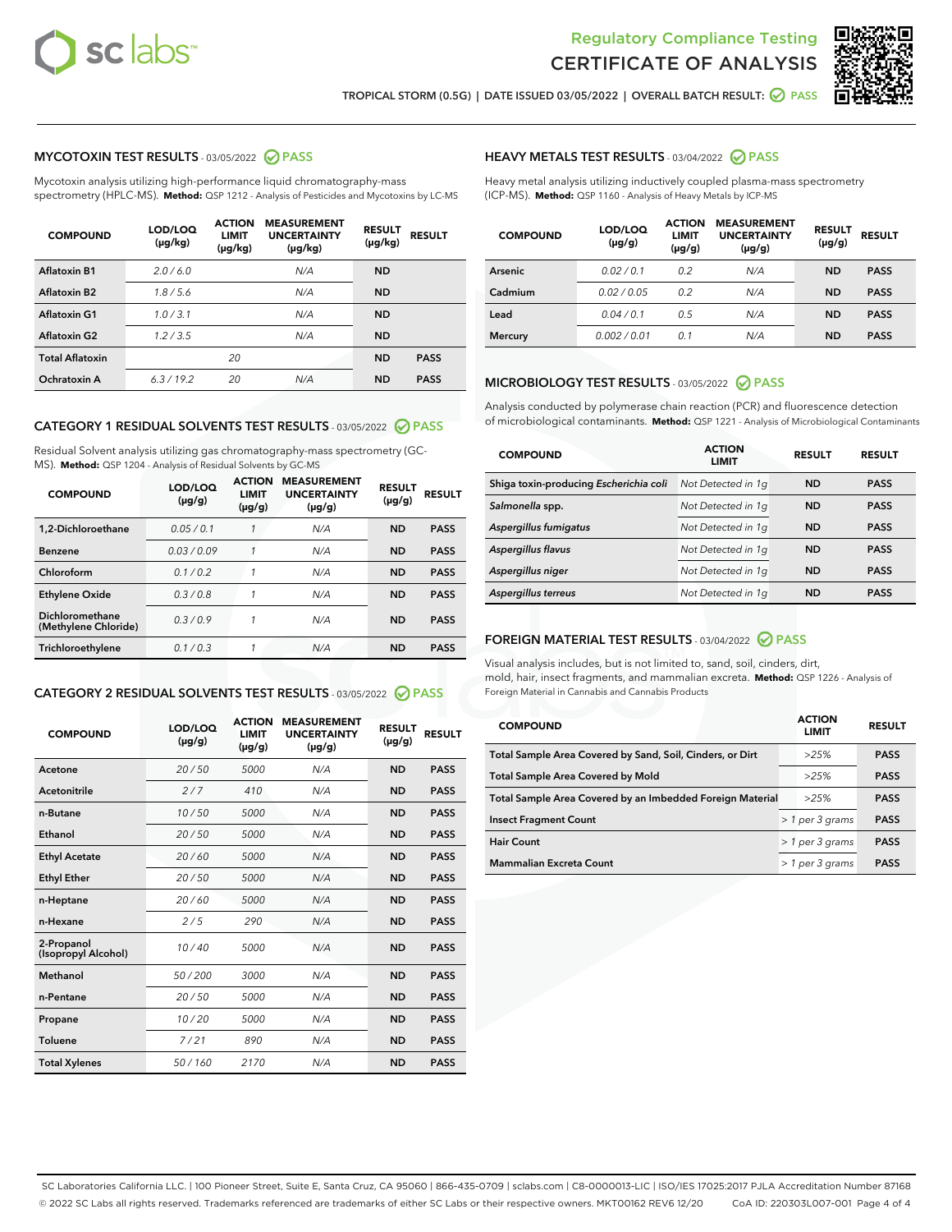# Regulatory Compliance Testing
# CERTIFICATE OF ANALYSIS

TROPICAL STORM (0.5G) | DATE ISSUED 03/05/2022 | OVERALL BATCH RESULT: PASS

## MYCOTOXIN TEST RESULTS - 03/05/2022 PASS

Mycotoxin analysis utilizing high-performance liquid chromatography-mass spectrometry (HPLC-MS). **Method:** QSP 1212 - Analysis of Pesticides and Mycotoxins by LC-MS

| COMPOUND | LOD/LOQ (µg/kg) | ACTION LIMIT (µg/kg) | MEASUREMENT UNCERTAINTY (µg/kg) | RESULT (µg/kg) | RESULT |
|---|---|---|---|---|---|
| Aflatoxin B1 | 2.0 / 6.0 | | N/A | ND | |
| Aflatoxin B2 | 1.8 / 5.6 | | N/A | ND | |
| Aflatoxin G1 | 1.0 / 3.1 | | N/A | ND | |
| Aflatoxin G2 | 1.2 / 3.5 | | N/A | ND | |
| Total Aflatoxin | | 20 | | ND | PASS |
| Ochratoxin A | 6.3 / 19.2 | 20 | N/A | ND | PASS |

## CATEGORY 1 RESIDUAL SOLVENTS TEST RESULTS - 03/05/2022 PASS

Residual Solvent analysis utilizing gas chromatography-mass spectrometry (GC-MS). **Method:** QSP 1204 - Analysis of Residual Solvents by GC-MS

| COMPOUND | LOD/LOQ (µg/g) | ACTION LIMIT (µg/g) | MEASUREMENT UNCERTAINTY (µg/g) | RESULT (µg/g) | RESULT |
|---|---|---|---|---|---|
| 1,2-Dichloroethane | 0.05 / 0.1 | 1 | N/A | ND | PASS |
| Benzene | 0.03 / 0.09 | 1 | N/A | ND | PASS |
| Chloroform | 0.1 / 0.2 | 1 | N/A | ND | PASS |
| Ethylene Oxide | 0.3 / 0.8 | 1 | N/A | ND | PASS |
| Dichloromethane (Methylene Chloride) | 0.3 / 0.9 | 1 | N/A | ND | PASS |
| Trichloroethylene | 0.1 / 0.3 | 1 | N/A | ND | PASS |

## CATEGORY 2 RESIDUAL SOLVENTS TEST RESULTS - 03/05/2022 PASS

| COMPOUND | LOD/LOQ (µg/g) | ACTION LIMIT (µg/g) | MEASUREMENT UNCERTAINTY (µg/g) | RESULT (µg/g) | RESULT |
|---|---|---|---|---|---|
| Acetone | 20 / 50 | 5000 | N/A | ND | PASS |
| Acetonitrile | 2 / 7 | 410 | N/A | ND | PASS |
| n-Butane | 10 / 50 | 5000 | N/A | ND | PASS |
| Ethanol | 20 / 50 | 5000 | N/A | ND | PASS |
| Ethyl Acetate | 20 / 60 | 5000 | N/A | ND | PASS |
| Ethyl Ether | 20 / 50 | 5000 | N/A | ND | PASS |
| n-Heptane | 20 / 60 | 5000 | N/A | ND | PASS |
| n-Hexane | 2 / 5 | 290 | N/A | ND | PASS |
| 2-Propanol (Isopropyl Alcohol) | 10 / 40 | 5000 | N/A | ND | PASS |
| Methanol | 50 / 200 | 3000 | N/A | ND | PASS |
| n-Pentane | 20 / 50 | 5000 | N/A | ND | PASS |
| Propane | 10 / 20 | 5000 | N/A | ND | PASS |
| Toluene | 7 / 21 | 890 | N/A | ND | PASS |
| Total Xylenes | 50 / 160 | 2170 | N/A | ND | PASS |

## HEAVY METALS TEST RESULTS - 03/04/2022 PASS

Heavy metal analysis utilizing inductively coupled plasma-mass spectrometry (ICP-MS). **Method:** QSP 1160 - Analysis of Heavy Metals by ICP-MS

| COMPOUND | LOD/LOQ (µg/g) | ACTION LIMIT (µg/g) | MEASUREMENT UNCERTAINTY (µg/g) | RESULT (µg/g) | RESULT |
|---|---|---|---|---|---|
| Arsenic | 0.02 / 0.1 | 0.2 | N/A | ND | PASS |
| Cadmium | 0.02 / 0.05 | 0.2 | N/A | ND | PASS |
| Lead | 0.04 / 0.1 | 0.5 | N/A | ND | PASS |
| Mercury | 0.002 / 0.01 | 0.1 | N/A | ND | PASS |

## MICROBIOLOGY TEST RESULTS - 03/05/2022 PASS

Analysis conducted by polymerase chain reaction (PCR) and fluorescence detection of microbiological contaminants. **Method:** QSP 1221 - Analysis of Microbiological Contaminants

| COMPOUND | ACTION LIMIT | RESULT | RESULT |
|---|---|---|---|
| Shiga toxin-producing *Escherichia coli* | Not Detected in 1g | ND | PASS |
| *Salmonella* spp. | Not Detected in 1g | ND | PASS |
| *Aspergillus fumigatus* | Not Detected in 1g | ND | PASS |
| *Aspergillus flavus* | Not Detected in 1g | ND | PASS |
| *Aspergillus niger* | Not Detected in 1g | ND | PASS |
| *Aspergillus terreus* | Not Detected in 1g | ND | PASS |

## FOREIGN MATERIAL TEST RESULTS - 03/04/2022 PASS

Visual analysis includes, but is not limited to, sand, soil, cinders, dirt, mold, hair, insect fragments, and mammalian excreta. **Method:** QSP 1226 - Analysis of Foreign Material in Cannabis and Cannabis Products

| COMPOUND | ACTION LIMIT | RESULT |
|---|---|---|
| Total Sample Area Covered by Sand, Soil, Cinders, or Dirt | >25% | PASS |
| Total Sample Area Covered by Mold | >25% | PASS |
| Total Sample Area Covered by an Imbedded Foreign Material | >25% | PASS |
| Insect Fragment Count | > 1 per 3 grams | PASS |
| Hair Count | > 1 per 3 grams | PASS |
| Mammalian Excreta Count | > 1 per 3 grams | PASS |

SC Laboratories California LLC. | 100 Pioneer Street, Suite E, Santa Cruz, CA 95060 | 866-435-0709 | sclabs.com | C8-0000013-LIC | ISO/IES 17025:2017 PJLA Accreditation Number 87168
© 2022 SC Labs all rights reserved. Trademarks referenced are trademarks of either SC Labs or their respective owners. MKT00162 REV6 12/20 CoA ID: 220303L007-001